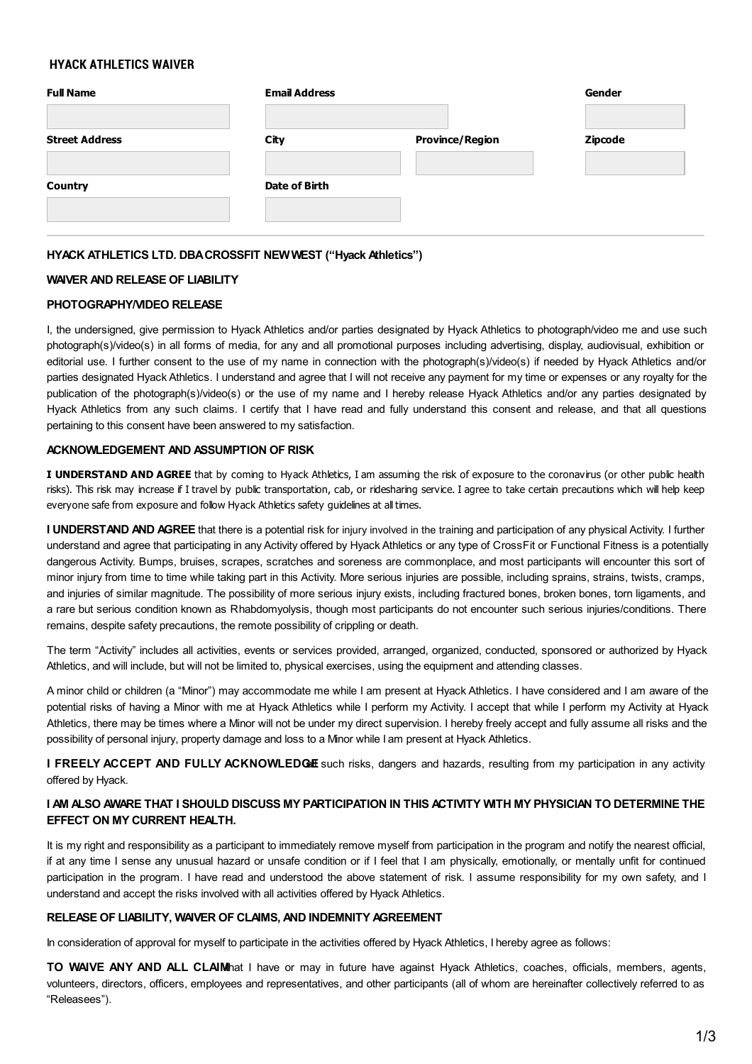## HYACK ATHLETICS WAIVER

| Full Name | Email Address | | Gender |
|---|---|---|---|
| | | | |
| **Street Address** | **City** | **Province/Region** | **Zipcode** |
| | | | |
| **Country** | **Date of Birth** | | |
| | | | |

**HYACK ATHLETICS LTD. DBA CROSSFIT NEW WEST ("Hyack Athletics")**

**WAIVER AND RELEASE OF LIABILITY**

**PHOTOGRAPHY/VIDEO RELEASE**

I, the undersigned, give permission to Hyack Athletics and/or parties designated by Hyack Athletics to photograph/video me and use such photograph(s)/video(s) in all forms of media, for any and all promotional purposes including advertising, display, audiovisual, exhibition or editorial use. I further consent to the use of my name in connection with the photograph(s)/video(s) if needed by Hyack Athletics and/or parties designated Hyack Athletics. I understand and agree that I will not receive any payment for my time or expenses or any royalty for the publication of the photograph(s)/video(s) or the use of my name and I hereby release Hyack Athletics and/or any parties designated by Hyack Athletics from any such claims. I certify that I have read and fully understand this consent and release, and that all questions pertaining to this consent have been answered to my satisfaction.

**ACKNOWLEDGEMENT AND ASSUMPTION OF RISK**

**I UNDERSTAND AND AGREE** that by coming to Hyack Athletics, I am assuming the risk of exposure to the coronavirus (or other public health risks). This risk may increase if I travel by public transportation, cab, or ridesharing service. I agree to take certain precautions which will help keep everyone safe from exposure and follow Hyack Athletics safety guidelines at all times.

**I UNDERSTAND AND AGREE** that there is a potential risk for injury involved in the training and participation of any physical Activity. I further understand and agree that participating in any Activity offered by Hyack Athletics or any type of CrossFit or Functional Fitness is a potentially dangerous Activity. Bumps, bruises, scrapes, scratches and soreness are commonplace, and most participants will encounter this sort of minor injury from time to time while taking part in this Activity. More serious injuries are possible, including sprains, strains, twists, cramps, and injuries of similar magnitude. The possibility of more serious injury exists, including fractured bones, broken bones, torn ligaments, and a rare but serious condition known as Rhabdomyolysis, though most participants do not encounter such serious injuries/conditions. There remains, despite safety precautions, the remote possibility of crippling or death.

The term "Activity" includes all activities, events or services provided, arranged, organized, conducted, sponsored or authorized by Hyack Athletics, and will include, but will not be limited to, physical exercises, using the equipment and attending classes.

A minor child or children (a "Minor") may accommodate me while I am present at Hyack Athletics. I have considered and I am aware of the potential risks of having a Minor with me at Hyack Athletics while I perform my Activity. I accept that while I perform my Activity at Hyack Athletics, there may be times where a Minor will not be under my direct supervision. I hereby freely accept and fully assume all risks and the possibility of personal injury, property damage and loss to a Minor while I am present at Hyack Athletics.

**I FREELY ACCEPT AND FULLY ACKNOWLEDGE** all such risks, dangers and hazards, resulting from my participation in any activity offered by Hyack.

**I AM ALSO AWARE THAT I SHOULD DISCUSS MY PARTICIPATION IN THIS ACTIVITY WITH MY PHYSICIAN TO DETERMINE THE EFFECT ON MY CURRENT HEALTH.**

It is my right and responsibility as a participant to immediately remove myself from participation in the program and notify the nearest official, if at any time I sense any unusual hazard or unsafe condition or if I feel that I am physically, emotionally, or mentally unfit for continued participation in the program. I have read and understood the above statement of risk. I assume responsibility for my own safety, and I understand and accept the risks involved with all activities offered by Hyack Athletics.

**RELEASE OF LIABILITY, WAIVER OF CLAIMS, AND INDEMNITY AGREEMENT**

In consideration of approval for myself to participate in the activities offered by Hyack Athletics, I hereby agree as follows:

**TO WAIVE ANY AND ALL CLAIMS** that I have or may in future have against Hyack Athletics, coaches, officials, members, agents, volunteers, directors, officers, employees and representatives, and other participants (all of whom are hereinafter collectively referred to as "Releasees").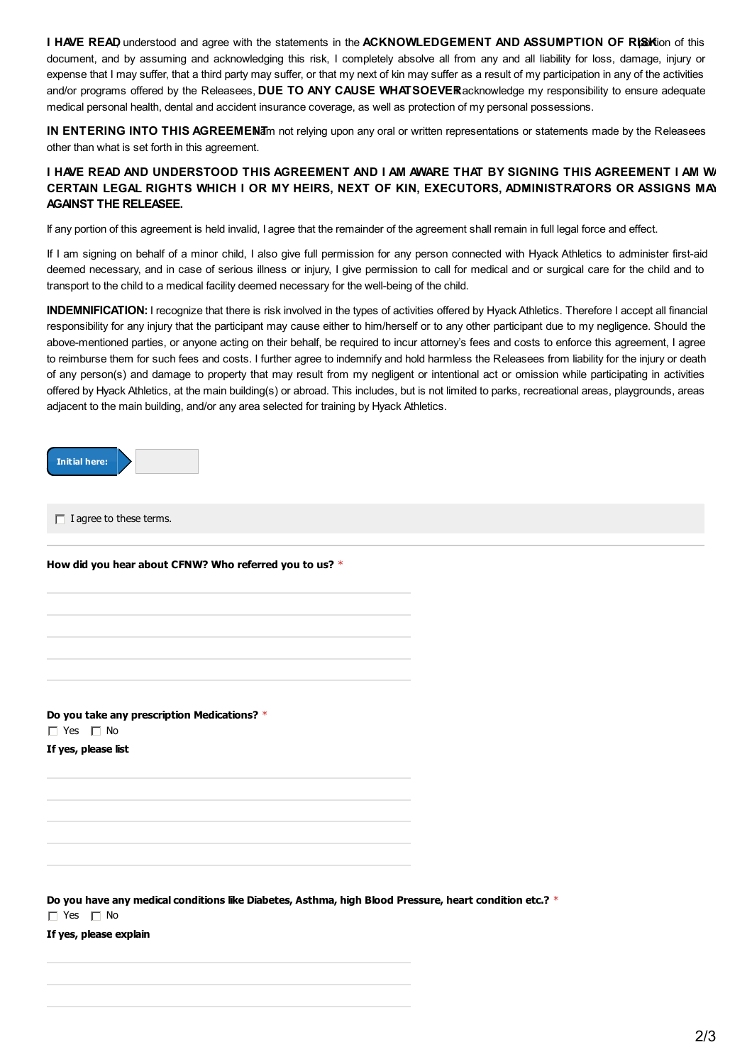**I HAVE READ**, understood and agree with the statements in the **ACKNOWLEDGEMENT AND ASSUMPTION OF RISK** portion of this document, and by assuming and acknowledging this risk, I completely absolve all from any and all liability for loss, damage, injury or expense that I may suffer, that a third party may suffer, or that my next of kin may suffer as a result of my participation in any of the activities and/or programs offered by the Releasees, **DUE TO ANY CAUSE WHATSOEVER** I acknowledge my responsibility to ensure adequate medical personal health, dental and accident insurance coverage, as well as protection of my personal possessions.

**IN ENTERING INTO THIS AGREEMENT** I am not relying upon any oral or written representations or statements made by the Releasees other than what is set forth in this agreement.

**I HAVE READ AND UNDERSTOOD THIS AGREEMENT AND I AM AWARE THAT BY SIGNING THIS AGREEMENT I AM WA CERTAIN LEGAL RIGHTS WHICH I OR MY HEIRS, NEXT OF KIN, EXECUTORS, ADMINISTRATORS OR ASSIGNS MAY AGAINST THE RELEASEE.**

If any portion of this agreement is held invalid, I agree that the remainder of the agreement shall remain in full legal force and effect.

If I am signing on behalf of a minor child, I also give full permission for any person connected with Hyack Athletics to administer first-aid deemed necessary, and in case of serious illness or injury, I give permission to call for medical and or surgical care for the child and to transport to the child to a medical facility deemed necessary for the well-being of the child.

**INDEMNIFICATION:** I recognize that there is risk involved in the types of activities offered by Hyack Athletics. Therefore I accept all financial responsibility for any injury that the participant may cause either to him/herself or to any other participant due to my negligence. Should the above-mentioned parties, or anyone acting on their behalf, be required to incur attorney's fees and costs to enforce this agreement, I agree to reimburse them for such fees and costs. I further agree to indemnify and hold harmless the Releasees from liability for the injury or death of any person(s) and damage to property that may result from my negligent or intentional act or omission while participating in activities offered by Hyack Athletics, at the main building(s) or abroad. This includes, but is not limited to parks, recreational areas, playgrounds, areas adjacent to the main building, and/or any area selected for training by Hyack Athletics.

**Initial here:** ____________

☐ I agree to these terms.

**How did you hear about CFNW? Who referred you to us?** *

______________________________________________

______________________________________________

______________________________________________

______________________________________________

______________________________________________

**Do you take any prescription Medications?** *

☐ Yes ☐ No

**If yes, please list**

______________________________________________

______________________________________________

______________________________________________

______________________________________________

______________________________________________

**Do you have any medical conditions like Diabetes, Asthma, high Blood Pressure, heart condition etc.?** *

☐ Yes ☐ No

**If yes, please explain**

______________________________________________

______________________________________________

______________________________________________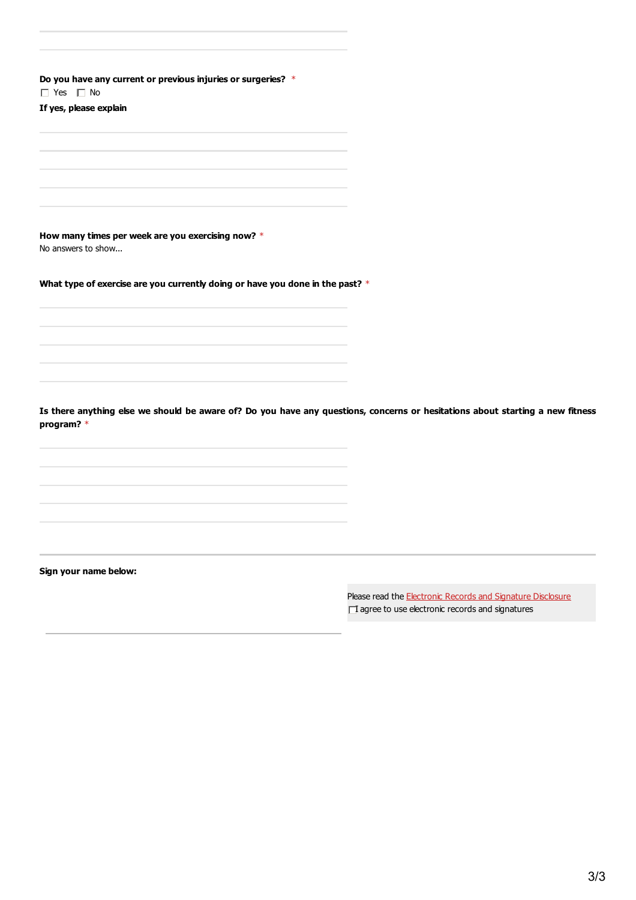**Do you have any current or previous injuries or surgeries?** *

☐ Yes ☐ No

**If yes, please explain**

**How many times per week are you exercising now?** *

No answers to show...

**What type of exercise are you currently doing or have you done in the past?** *

**Is there anything else we should be aware of? Do you have any questions, concerns or hesitations about starting a new fitness program?** *

**Sign your name below:**

Please read the Electronic Records and Signature Disclosure

☐ I agree to use electronic records and signatures